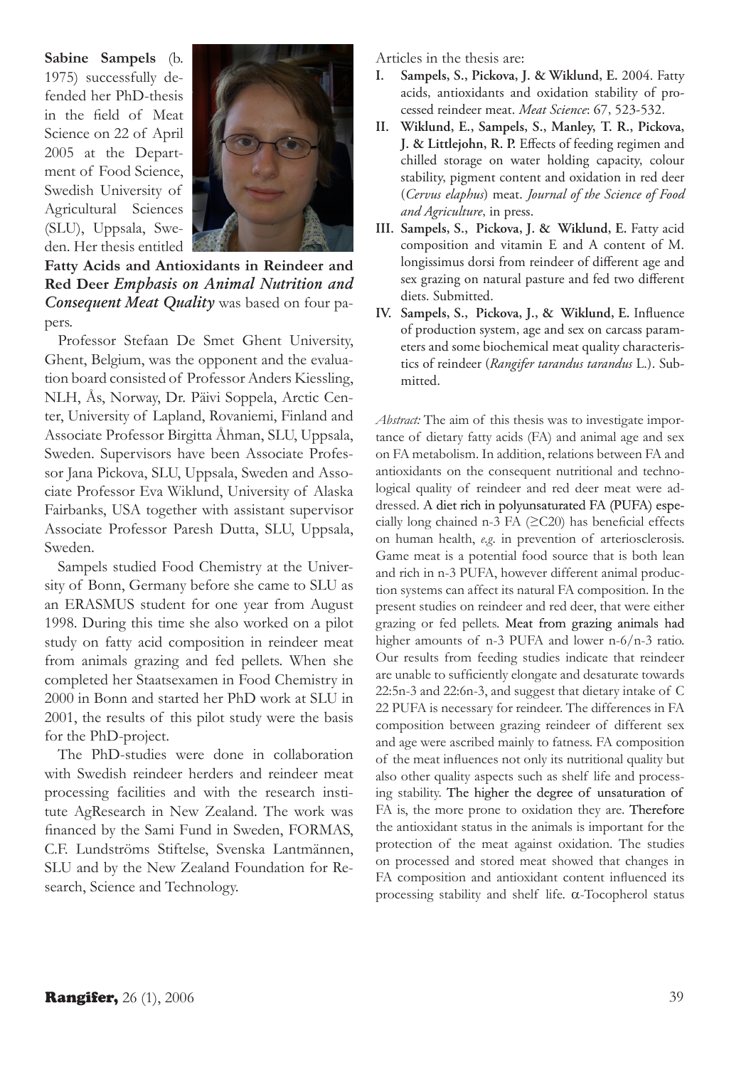**Sabine Sampels** (b. 1975) successfully defended her PhD-thesis in the field of Meat Science on 22 of April 2005 at the Department of Food Science, Swedish University of Agricultural Sciences (SLU), Uppsala, Sweden. Her thesis entitled **Fatty Acids and Antioxidants in Reindeer and Red Deer** ***Emphasis on Animal Nutrition and Consequent Meat Quality*** was based on four papers.

Professor Stefaan De Smet Ghent University, Ghent, Belgium, was the opponent and the evaluation board consisted of Professor Anders Kiessling, NLH, Ås, Norway, Dr. Päivi Soppela, Arctic Center, University of Lapland, Rovaniemi, Finland and Associate Professor Birgitta Åhman, SLU, Uppsala, Sweden. Supervisors have been Associate Professor Jana Pickova, SLU, Uppsala, Sweden and Associate Professor Eva Wiklund, University of Alaska Fairbanks, USA together with assistant supervisor Associate Professor Paresh Dutta, SLU, Uppsala, Sweden.

Sampels studied Food Chemistry at the University of Bonn, Germany before she came to SLU as an ERASMUS student for one year from August 1998. During this time she also worked on a pilot study on fatty acid composition in reindeer meat from animals grazing and fed pellets. When she completed her Staatsexamen in Food Chemistry in 2000 in Bonn and started her PhD work at SLU in 2001, the results of this pilot study were the basis for the PhD-project.

The PhD-studies were done in collaboration with Swedish reindeer herders and reindeer meat processing facilities and with the research institute AgResearch in New Zealand. The work was financed by the Sami Fund in Sweden, FORMAS, C.F. Lundströms Stiftelse, Svenska Lantmännen, SLU and by the New Zealand Foundation for Research, Science and Technology.

Articles in the thesis are:

- **I. Sampels, S., Pickova, J. & Wiklund, E.** 2004. Fatty acids, antioxidants and oxidation stability of processed reindeer meat. *Meat Science*: 67, 523-532.
- **II. Wiklund, E., Sampels, S., Manley, T. R., Pickova, J. & Littlejohn, R. P.** Effects of feeding regimen and chilled storage on water holding capacity, colour stability, pigment content and oxidation in red deer (*Cervus elaphus*) meat. *Journal of the Science of Food and Agriculture*, in press.
- **III. Sampels, S., Pickova, J. & Wiklund, E.** Fatty acid composition and vitamin E and A content of M. longissimus dorsi from reindeer of different age and sex grazing on natural pasture and fed two different diets. Submitted.
- **IV. Sampels, S., Pickova, J., & Wiklund, E.** Influence of production system, age and sex on carcass parameters and some biochemical meat quality characteristics of reindeer (*Rangifer tarandus tarandus* L.). Submitted.

*Abstract:* The aim of this thesis was to investigate importance of dietary fatty acids (FA) and animal age and sex on FA metabolism. In addition, relations between FA and antioxidants on the consequent nutritional and technological quality of reindeer and red deer meat were addressed. A diet rich in polyunsaturated FA (PUFA) especially long chained n-3 FA ($\geq$C20) has beneficial effects on human health, *e.g.* in prevention of arteriosclerosis. Game meat is a potential food source that is both lean and rich in n-3 PUFA, however different animal production systems can affect its natural FA composition. In the present studies on reindeer and red deer, that were either grazing or fed pellets. Meat from grazing animals had higher amounts of n-3 PUFA and lower n-6/n-3 ratio. Our results from feeding studies indicate that reindeer are unable to sufficiently elongate and desaturate towards 22:5n-3 and 22:6n-3, and suggest that dietary intake of C 22 PUFA is necessary for reindeer. The differences in FA composition between grazing reindeer of different sex and age were ascribed mainly to fatness. FA composition of the meat influences not only its nutritional quality but also other quality aspects such as shelf life and processing stability. The higher the degree of unsaturation of FA is, the more prone to oxidation they are. Therefore the antioxidant status in the animals is important for the protection of the meat against oxidation. The studies on processed and stored meat showed that changes in FA composition and antioxidant content influenced its processing stability and shelf life. $\alpha$-Tocopherol status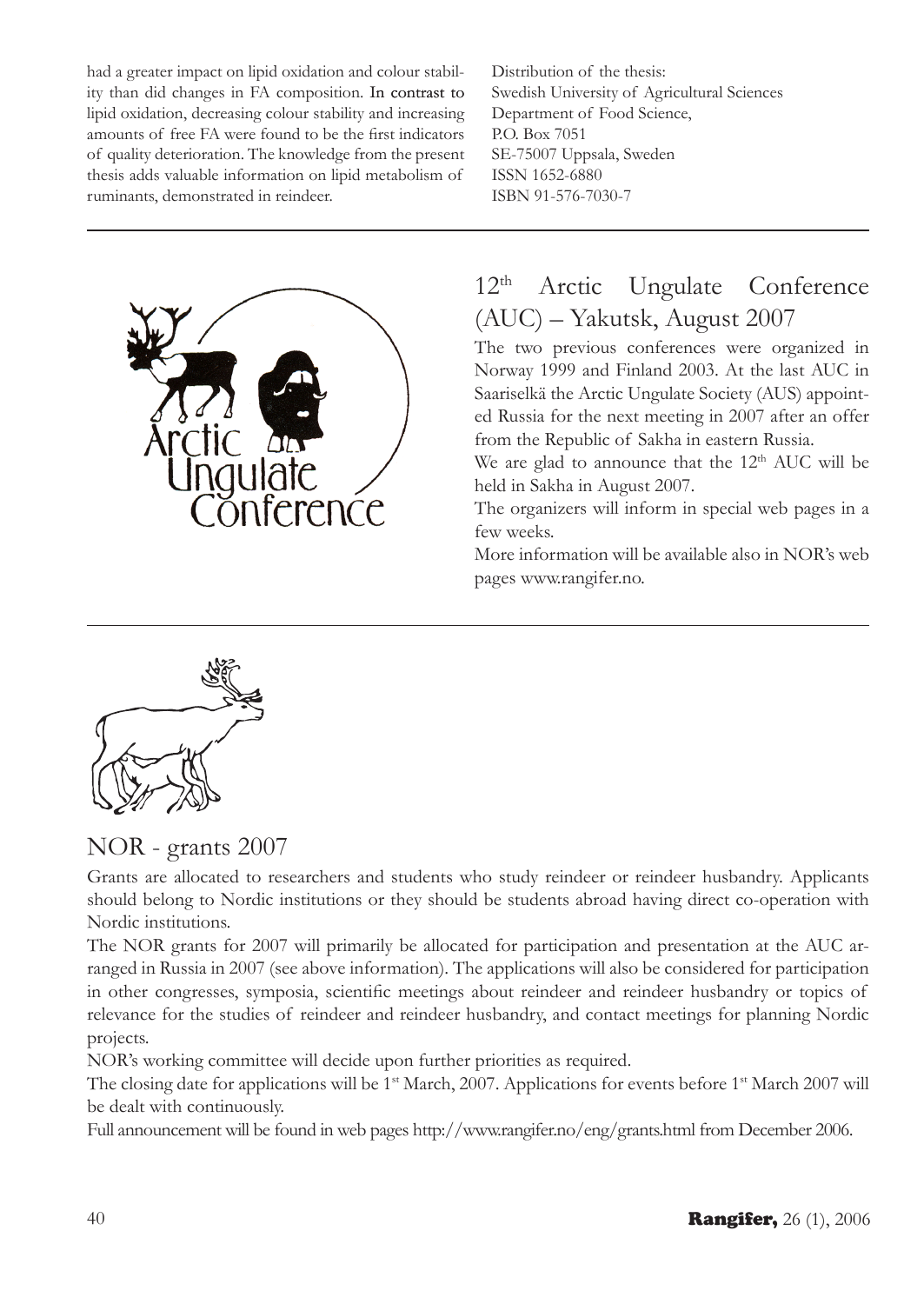had a greater impact on lipid oxidation and colour stability than did changes in FA composition. In contrast to lipid oxidation, decreasing colour stability and increasing amounts of free FA were found to be the first indicators of quality deterioration. The knowledge from the present thesis adds valuable information on lipid metabolism of ruminants, demonstrated in reindeer.

Distribution of the thesis:
Swedish University of Agricultural Sciences
Department of Food Science,
P.O. Box 7051
SE-75007 Uppsala, Sweden
ISSN 1652-6880
ISBN 91-576-7030-7

---

## 12th Arctic Ungulate Conference (AUC) – Yakutsk, August 2007

The two previous conferences were organized in Norway 1999 and Finland 2003. At the last AUC in Saariselkä the Arctic Ungulate Society (AUS) appointed Russia for the next meeting in 2007 after an offer from the Republic of Sakha in eastern Russia.

We are glad to announce that the 12th AUC will be held in Sakha in August 2007.

The organizers will inform in special web pages in a few weeks.

More information will be available also in NOR's web pages www.rangifer.no.

---

## NOR - grants 2007

Grants are allocated to researchers and students who study reindeer or reindeer husbandry. Applicants should belong to Nordic institutions or they should be students abroad having direct co-operation with Nordic institutions.

The NOR grants for 2007 will primarily be allocated for participation and presentation at the AUC arranged in Russia in 2007 (see above information). The applications will also be considered for participation in other congresses, symposia, scientific meetings about reindeer and reindeer husbandry or topics of relevance for the studies of reindeer and reindeer husbandry, and contact meetings for planning Nordic projects.

NOR's working committee will decide upon further priorities as required.

The closing date for applications will be 1st March, 2007. Applications for events before 1st March 2007 will be dealt with continuously.

Full announcement will be found in web pages http://www.rangifer.no/eng/grants.html from December 2006.